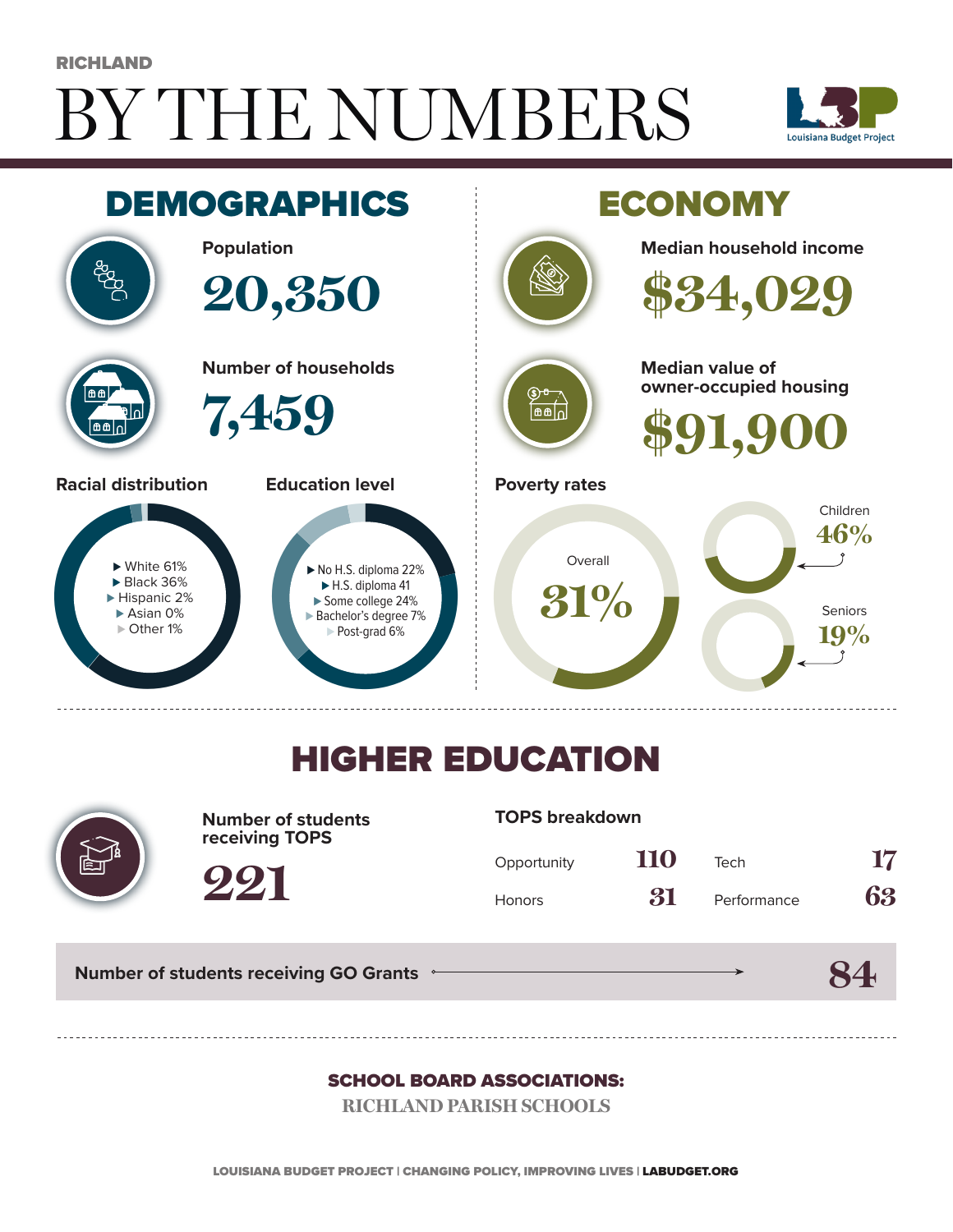RICHLAND

# BY THE NUMBERS

Louisiana Budget Project

## DEMOGRAPHICS

**Population**

20,350

**Number of households**

7,459

**Racial distribution**

- White 61%
- Black 36%
- Hispanic 2%
- Asian 0%
- Other 1%

**Education level**

- No H.S. diploma 22%
- H.S. diploma 41
- Some college 24%
- Bachelor's degree 7%
- Post-grad 6%

## ECONOMY

**Median household income**

$34,029

**Median value of owner-occupied housing**

$91,900

**Poverty rates**

Overall 31%

Children 46%

Seniors 19%

## HIGHER EDUCATION

**Number of students receiving TOPS**

221

**TOPS breakdown**

| | | | |
|---|---|---|---|
| Opportunity | 110 | Tech | 17 |
| Honors | 31 | Performance | 63 |

**Number of students receiving GO Grants** 84

**SCHOOL BOARD ASSOCIATIONS:**

RICHLAND PARISH SCHOOLS

LOUISIANA BUDGET PROJECT | CHANGING POLICY, IMPROVING LIVES | LABUDGET.ORG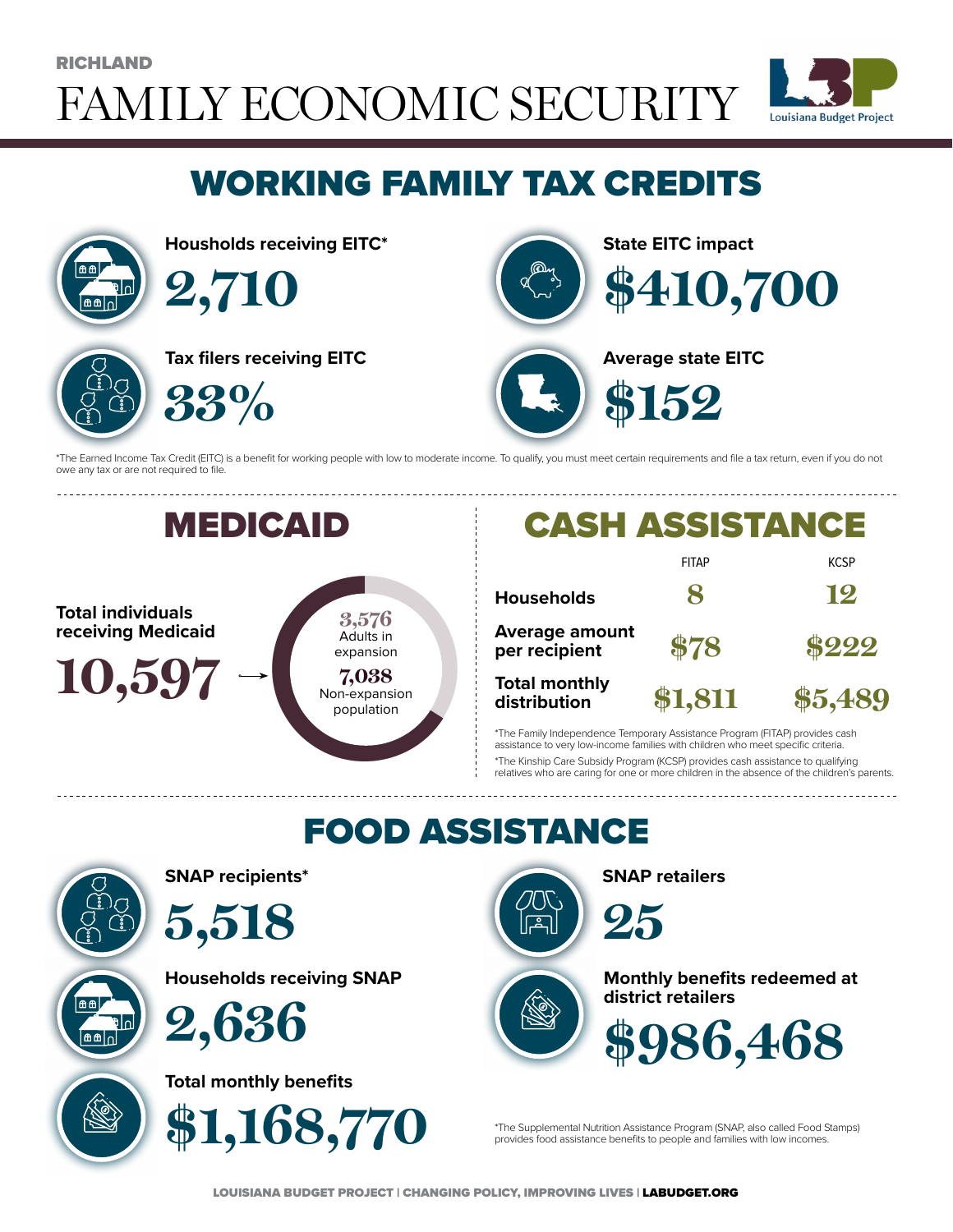RICHLAND

# FAMILY ECONOMIC SECURITY

Louisiana Budget Project

## WORKING FAMILY TAX CREDITS

**Households receiving EITC***

**2,710**

**State EITC impact**

**$410,700**

**Tax filers receiving EITC**

**33%**

**Average state EITC**

**$152**

*The Earned Income Tax Credit (EITC) is a benefit for working people with low to moderate income. To qualify, you must meet certain requirements and file a tax return, even if you do not owe any tax or are not required to file.

## MEDICAID

**Total individuals receiving Medicaid**

**10,597**

3,576
Adults in expansion

7,038
Non-expansion population

## CASH ASSISTANCE

| | FITAP | KCSP |
|---|---|---|
| Households | 8 | 12 |
| Average amount per recipient | $78 | $222 |
| Total monthly distribution | $1,811 | $5,489 |

*The Family Independence Temporary Assistance Program (FITAP) provides cash assistance to very low-income families with children who meet specific criteria.

*The Kinship Care Subsidy Program (KCSP) provides cash assistance to qualifying relatives who are caring for one or more children in the absence of the children's parents.

## FOOD ASSISTANCE

**SNAP recipients***

**5,518**

**Households receiving SNAP**

**2,636**

**Total monthly benefits**

**$1,168,770**

**SNAP retailers**

**25**

**Monthly benefits redeemed at district retailers**

**$986,468**

*The Supplemental Nutrition Assistance Program (SNAP, also called Food Stamps) provides food assistance benefits to people and families with low incomes.

LOUISIANA BUDGET PROJECT | CHANGING POLICY, IMPROVING LIVES | LABUDGET.ORG